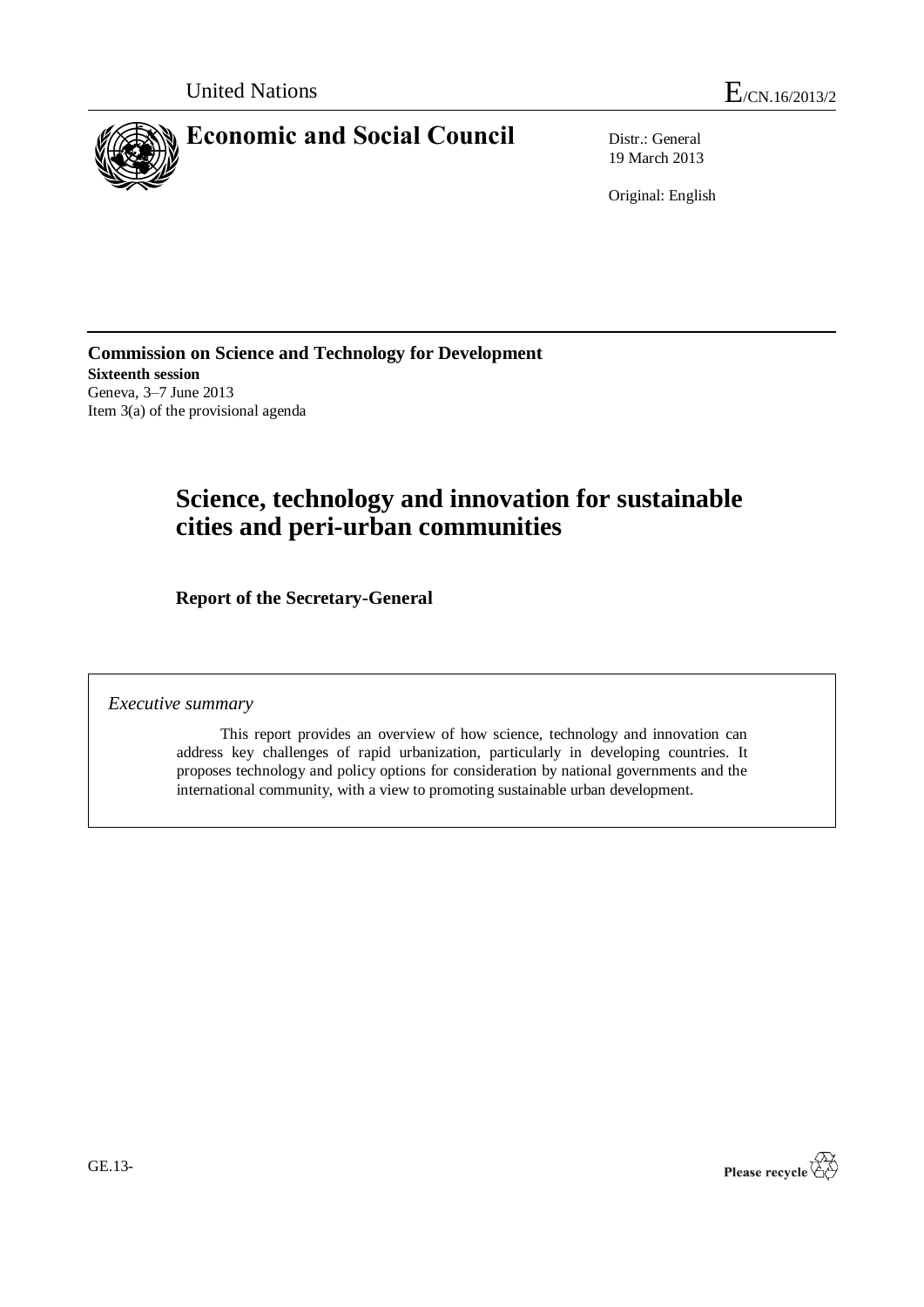United Nations

E/CN.16/2013/2

# Economic and Social Council

Distr.: General
19 March 2013

Original: English

**Commission on Science and Technology for Development**
**Sixteenth session**
Geneva, 3–7 June 2013
Item 3(a) of the provisional agenda

# Science, technology and innovation for sustainable cities and peri-urban communities

## Report of the Secretary-General

*Executive summary*

This report provides an overview of how science, technology and innovation can address key challenges of rapid urbanization, particularly in developing countries. It proposes technology and policy options for consideration by national governments and the international community, with a view to promoting sustainable urban development.

GE.13-

Please recycle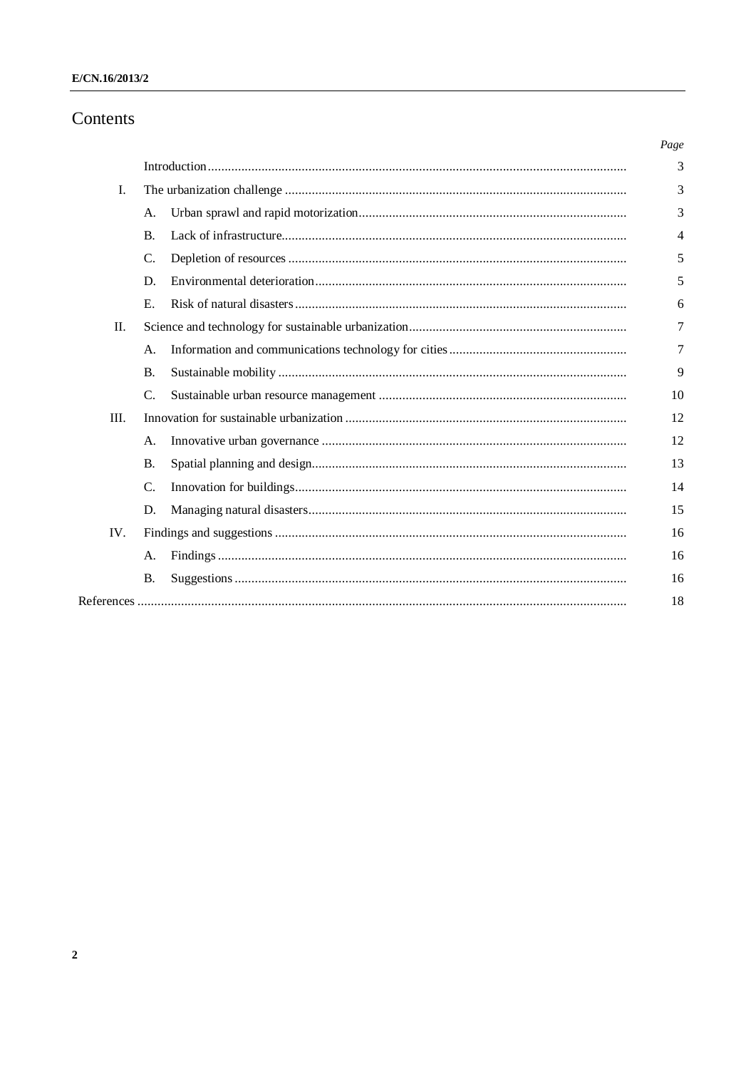# Contents

| | | Page |
|---|---|---|
| | Introduction | 3 |
| I. | The urbanization challenge | 3 |
| | A. Urban sprawl and rapid motorization | 3 |
| | B. Lack of infrastructure | 4 |
| | C. Depletion of resources | 5 |
| | D. Environmental deterioration | 5 |
| | E. Risk of natural disasters | 6 |
| II. | Science and technology for sustainable urbanization | 7 |
| | A. Information and communications technology for cities | 7 |
| | B. Sustainable mobility | 9 |
| | C. Sustainable urban resource management | 10 |
| III. | Innovation for sustainable urbanization | 12 |
| | A. Innovative urban governance | 12 |
| | B. Spatial planning and design | 13 |
| | C. Innovation for buildings | 14 |
| | D. Managing natural disasters | 15 |
| IV. | Findings and suggestions | 16 |
| | A. Findings | 16 |
| | B. Suggestions | 16 |
| References | | 18 |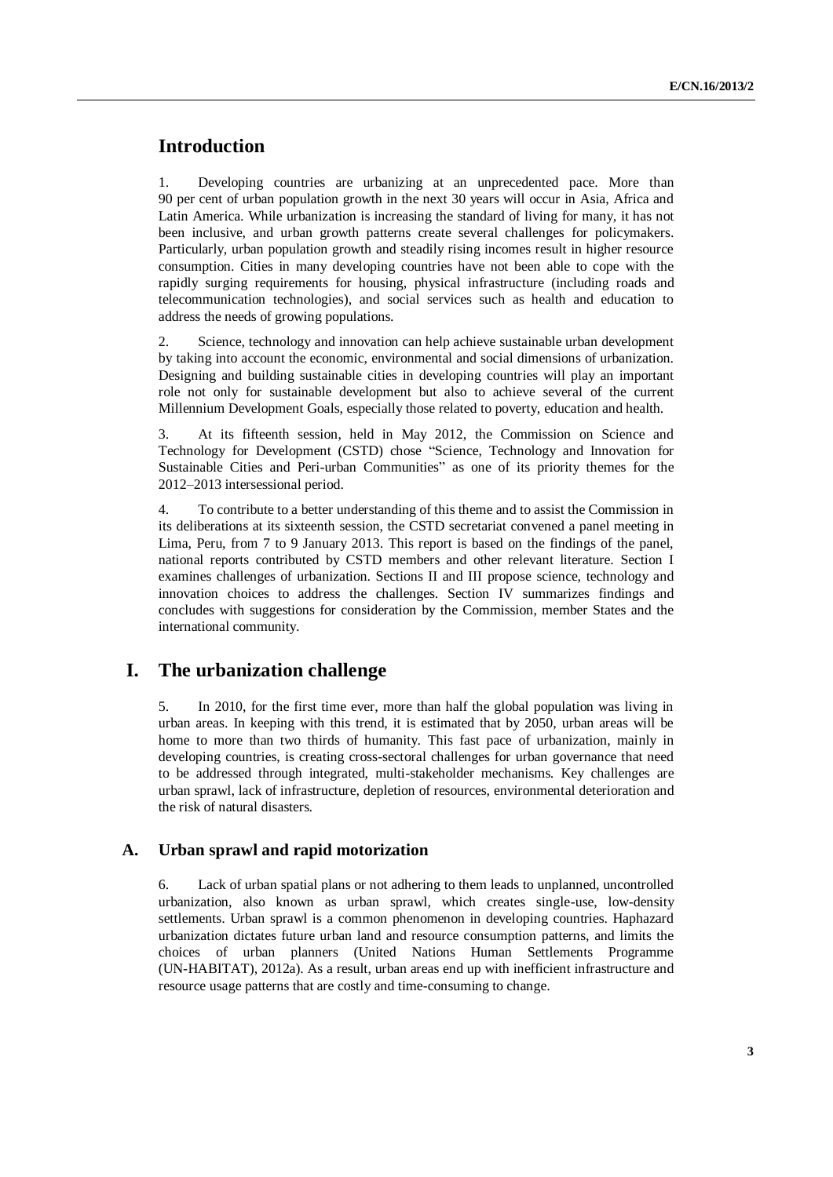## Introduction

1. Developing countries are urbanizing at an unprecedented pace. More than 90 per cent of urban population growth in the next 30 years will occur in Asia, Africa and Latin America. While urbanization is increasing the standard of living for many, it has not been inclusive, and urban growth patterns create several challenges for policymakers. Particularly, urban population growth and steadily rising incomes result in higher resource consumption. Cities in many developing countries have not been able to cope with the rapidly surging requirements for housing, physical infrastructure (including roads and telecommunication technologies), and social services such as health and education to address the needs of growing populations.

2. Science, technology and innovation can help achieve sustainable urban development by taking into account the economic, environmental and social dimensions of urbanization. Designing and building sustainable cities in developing countries will play an important role not only for sustainable development but also to achieve several of the current Millennium Development Goals, especially those related to poverty, education and health.

3. At its fifteenth session, held in May 2012, the Commission on Science and Technology for Development (CSTD) chose "Science, Technology and Innovation for Sustainable Cities and Peri-urban Communities" as one of its priority themes for the 2012–2013 intersessional period.

4. To contribute to a better understanding of this theme and to assist the Commission in its deliberations at its sixteenth session, the CSTD secretariat convened a panel meeting in Lima, Peru, from 7 to 9 January 2013. This report is based on the findings of the panel, national reports contributed by CSTD members and other relevant literature. Section I examines challenges of urbanization. Sections II and III propose science, technology and innovation choices to address the challenges. Section IV summarizes findings and concludes with suggestions for consideration by the Commission, member States and the international community.

## I. The urbanization challenge

5. In 2010, for the first time ever, more than half the global population was living in urban areas. In keeping with this trend, it is estimated that by 2050, urban areas will be home to more than two thirds of humanity. This fast pace of urbanization, mainly in developing countries, is creating cross-sectoral challenges for urban governance that need to be addressed through integrated, multi-stakeholder mechanisms. Key challenges are urban sprawl, lack of infrastructure, depletion of resources, environmental deterioration and the risk of natural disasters.

### A. Urban sprawl and rapid motorization

6. Lack of urban spatial plans or not adhering to them leads to unplanned, uncontrolled urbanization, also known as urban sprawl, which creates single-use, low-density settlements. Urban sprawl is a common phenomenon in developing countries. Haphazard urbanization dictates future urban land and resource consumption patterns, and limits the choices of urban planners (United Nations Human Settlements Programme (UN-HABITAT), 2012a). As a result, urban areas end up with inefficient infrastructure and resource usage patterns that are costly and time-consuming to change.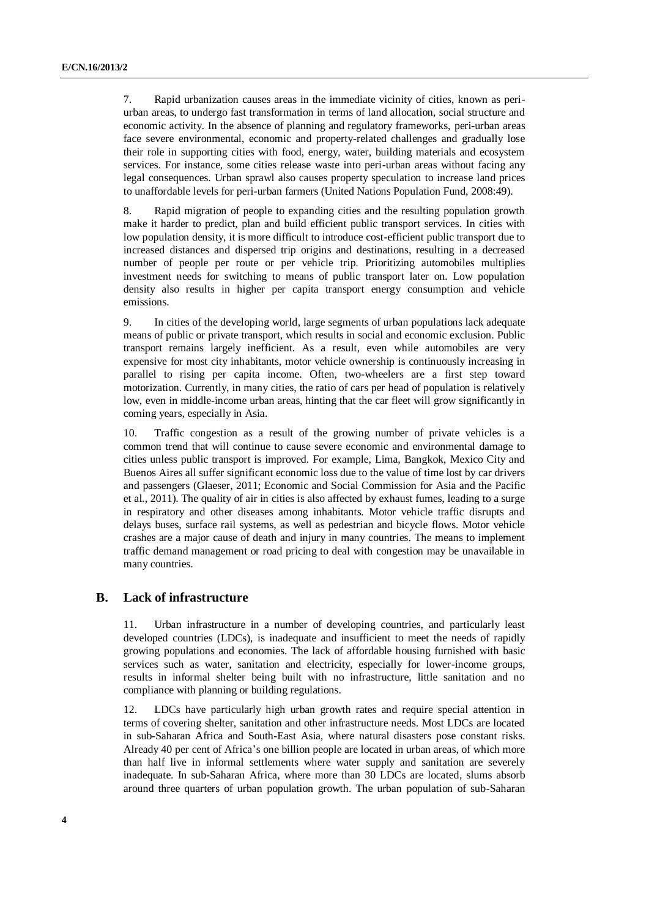7. Rapid urbanization causes areas in the immediate vicinity of cities, known as peri-urban areas, to undergo fast transformation in terms of land allocation, social structure and economic activity. In the absence of planning and regulatory frameworks, peri-urban areas face severe environmental, economic and property-related challenges and gradually lose their role in supporting cities with food, energy, water, building materials and ecosystem services. For instance, some cities release waste into peri-urban areas without facing any legal consequences. Urban sprawl also causes property speculation to increase land prices to unaffordable levels for peri-urban farmers (United Nations Population Fund, 2008:49).

8. Rapid migration of people to expanding cities and the resulting population growth make it harder to predict, plan and build efficient public transport services. In cities with low population density, it is more difficult to introduce cost-efficient public transport due to increased distances and dispersed trip origins and destinations, resulting in a decreased number of people per route or per vehicle trip. Prioritizing automobiles multiplies investment needs for switching to means of public transport later on. Low population density also results in higher per capita transport energy consumption and vehicle emissions.

9. In cities of the developing world, large segments of urban populations lack adequate means of public or private transport, which results in social and economic exclusion. Public transport remains largely inefficient. As a result, even while automobiles are very expensive for most city inhabitants, motor vehicle ownership is continuously increasing in parallel to rising per capita income. Often, two-wheelers are a first step toward motorization. Currently, in many cities, the ratio of cars per head of population is relatively low, even in middle-income urban areas, hinting that the car fleet will grow significantly in coming years, especially in Asia.

10. Traffic congestion as a result of the growing number of private vehicles is a common trend that will continue to cause severe economic and environmental damage to cities unless public transport is improved. For example, Lima, Bangkok, Mexico City and Buenos Aires all suffer significant economic loss due to the value of time lost by car drivers and passengers (Glaeser, 2011; Economic and Social Commission for Asia and the Pacific et al., 2011). The quality of air in cities is also affected by exhaust fumes, leading to a surge in respiratory and other diseases among inhabitants. Motor vehicle traffic disrupts and delays buses, surface rail systems, as well as pedestrian and bicycle flows. Motor vehicle crashes are a major cause of death and injury in many countries. The means to implement traffic demand management or road pricing to deal with congestion may be unavailable in many countries.

## B. Lack of infrastructure

11. Urban infrastructure in a number of developing countries, and particularly least developed countries (LDCs), is inadequate and insufficient to meet the needs of rapidly growing populations and economies. The lack of affordable housing furnished with basic services such as water, sanitation and electricity, especially for lower-income groups, results in informal shelter being built with no infrastructure, little sanitation and no compliance with planning or building regulations.

12. LDCs have particularly high urban growth rates and require special attention in terms of covering shelter, sanitation and other infrastructure needs. Most LDCs are located in sub-Saharan Africa and South-East Asia, where natural disasters pose constant risks. Already 40 per cent of Africa's one billion people are located in urban areas, of which more than half live in informal settlements where water supply and sanitation are severely inadequate. In sub-Saharan Africa, where more than 30 LDCs are located, slums absorb around three quarters of urban population growth. The urban population of sub-Saharan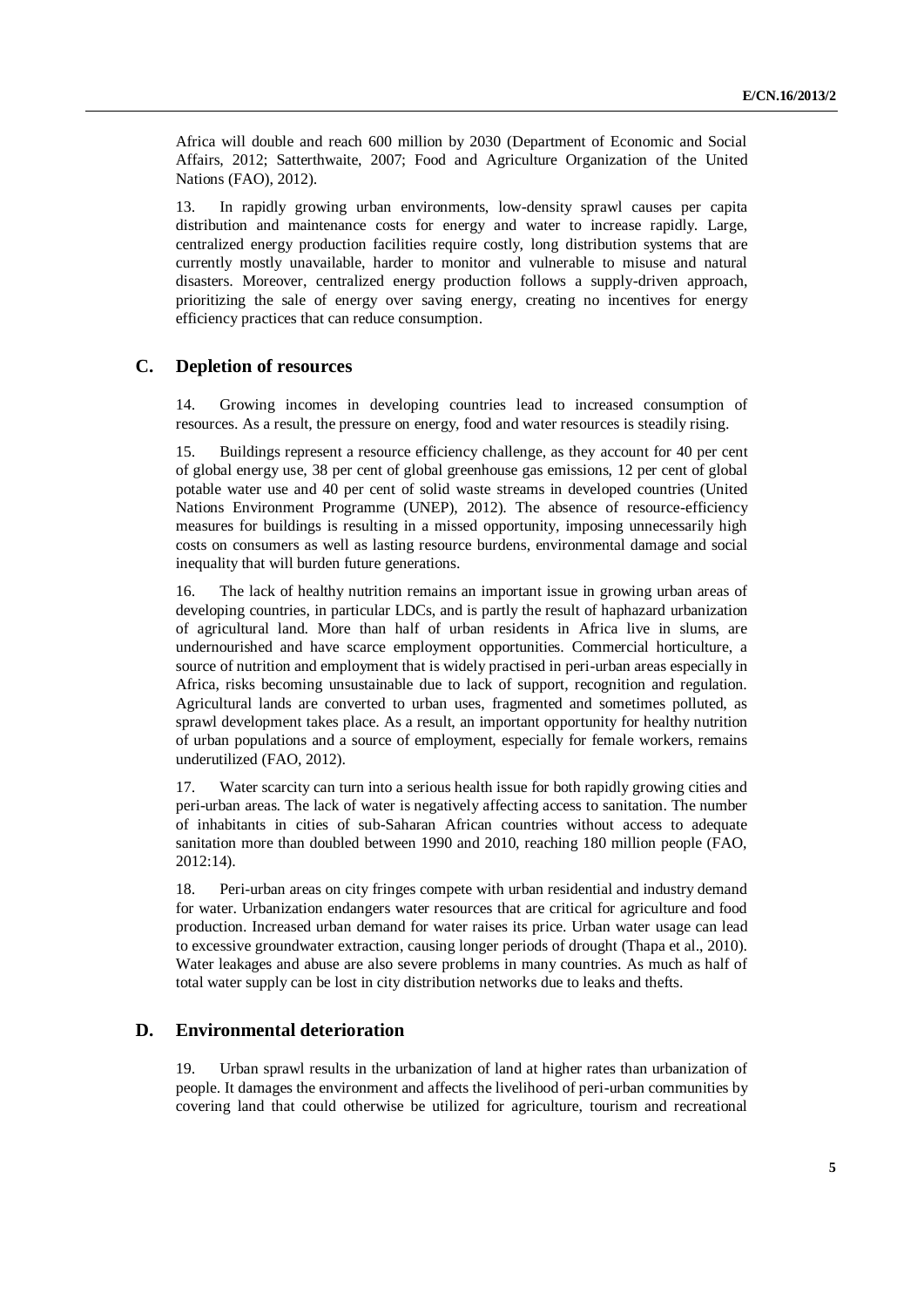Africa will double and reach 600 million by 2030 (Department of Economic and Social Affairs, 2012; Satterthwaite, 2007; Food and Agriculture Organization of the United Nations (FAO), 2012).

13. In rapidly growing urban environments, low-density sprawl causes per capita distribution and maintenance costs for energy and water to increase rapidly. Large, centralized energy production facilities require costly, long distribution systems that are currently mostly unavailable, harder to monitor and vulnerable to misuse and natural disasters. Moreover, centralized energy production follows a supply-driven approach, prioritizing the sale of energy over saving energy, creating no incentives for energy efficiency practices that can reduce consumption.

## C. Depletion of resources

14. Growing incomes in developing countries lead to increased consumption of resources. As a result, the pressure on energy, food and water resources is steadily rising.

15. Buildings represent a resource efficiency challenge, as they account for 40 per cent of global energy use, 38 per cent of global greenhouse gas emissions, 12 per cent of global potable water use and 40 per cent of solid waste streams in developed countries (United Nations Environment Programme (UNEP), 2012). The absence of resource-efficiency measures for buildings is resulting in a missed opportunity, imposing unnecessarily high costs on consumers as well as lasting resource burdens, environmental damage and social inequality that will burden future generations.

16. The lack of healthy nutrition remains an important issue in growing urban areas of developing countries, in particular LDCs, and is partly the result of haphazard urbanization of agricultural land. More than half of urban residents in Africa live in slums, are undernourished and have scarce employment opportunities. Commercial horticulture, a source of nutrition and employment that is widely practised in peri-urban areas especially in Africa, risks becoming unsustainable due to lack of support, recognition and regulation. Agricultural lands are converted to urban uses, fragmented and sometimes polluted, as sprawl development takes place. As a result, an important opportunity for healthy nutrition of urban populations and a source of employment, especially for female workers, remains underutilized (FAO, 2012).

17. Water scarcity can turn into a serious health issue for both rapidly growing cities and peri-urban areas. The lack of water is negatively affecting access to sanitation. The number of inhabitants in cities of sub-Saharan African countries without access to adequate sanitation more than doubled between 1990 and 2010, reaching 180 million people (FAO, 2012:14).

18. Peri-urban areas on city fringes compete with urban residential and industry demand for water. Urbanization endangers water resources that are critical for agriculture and food production. Increased urban demand for water raises its price. Urban water usage can lead to excessive groundwater extraction, causing longer periods of drought (Thapa et al., 2010). Water leakages and abuse are also severe problems in many countries. As much as half of total water supply can be lost in city distribution networks due to leaks and thefts.

## D. Environmental deterioration

19. Urban sprawl results in the urbanization of land at higher rates than urbanization of people. It damages the environment and affects the livelihood of peri-urban communities by covering land that could otherwise be utilized for agriculture, tourism and recreational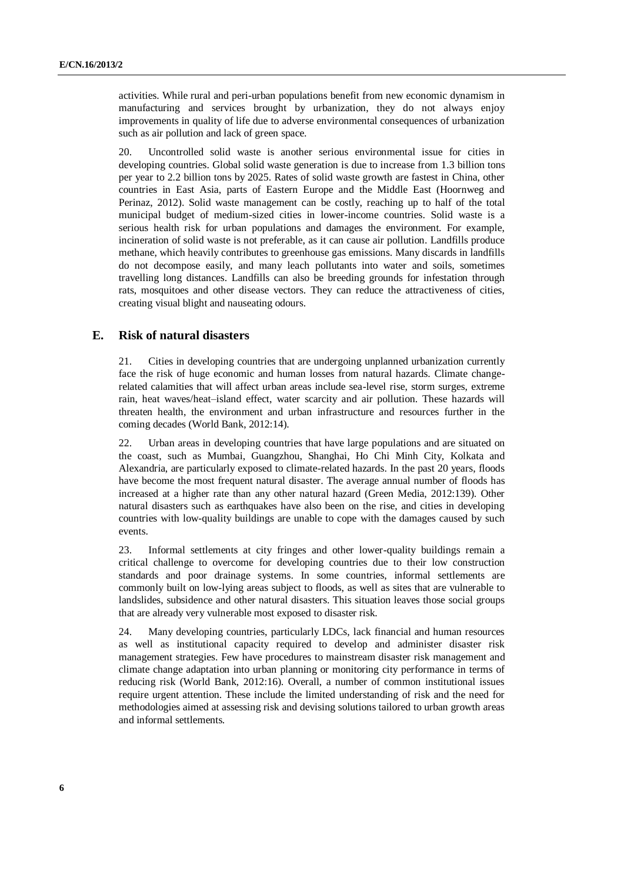activities. While rural and peri-urban populations benefit from new economic dynamism in manufacturing and services brought by urbanization, they do not always enjoy improvements in quality of life due to adverse environmental consequences of urbanization such as air pollution and lack of green space.

20. Uncontrolled solid waste is another serious environmental issue for cities in developing countries. Global solid waste generation is due to increase from 1.3 billion tons per year to 2.2 billion tons by 2025. Rates of solid waste growth are fastest in China, other countries in East Asia, parts of Eastern Europe and the Middle East (Hoornweg and Perinaz, 2012). Solid waste management can be costly, reaching up to half of the total municipal budget of medium-sized cities in lower-income countries. Solid waste is a serious health risk for urban populations and damages the environment. For example, incineration of solid waste is not preferable, as it can cause air pollution. Landfills produce methane, which heavily contributes to greenhouse gas emissions. Many discards in landfills do not decompose easily, and many leach pollutants into water and soils, sometimes travelling long distances. Landfills can also be breeding grounds for infestation through rats, mosquitoes and other disease vectors. They can reduce the attractiveness of cities, creating visual blight and nauseating odours.

## E. Risk of natural disasters

21. Cities in developing countries that are undergoing unplanned urbanization currently face the risk of huge economic and human losses from natural hazards. Climate change-related calamities that will affect urban areas include sea-level rise, storm surges, extreme rain, heat waves/heat–island effect, water scarcity and air pollution. These hazards will threaten health, the environment and urban infrastructure and resources further in the coming decades (World Bank, 2012:14).

22. Urban areas in developing countries that have large populations and are situated on the coast, such as Mumbai, Guangzhou, Shanghai, Ho Chi Minh City, Kolkata and Alexandria, are particularly exposed to climate-related hazards. In the past 20 years, floods have become the most frequent natural disaster. The average annual number of floods has increased at a higher rate than any other natural hazard (Green Media, 2012:139). Other natural disasters such as earthquakes have also been on the rise, and cities in developing countries with low-quality buildings are unable to cope with the damages caused by such events.

23. Informal settlements at city fringes and other lower-quality buildings remain a critical challenge to overcome for developing countries due to their low construction standards and poor drainage systems. In some countries, informal settlements are commonly built on low-lying areas subject to floods, as well as sites that are vulnerable to landslides, subsidence and other natural disasters. This situation leaves those social groups that are already very vulnerable most exposed to disaster risk.

24. Many developing countries, particularly LDCs, lack financial and human resources as well as institutional capacity required to develop and administer disaster risk management strategies. Few have procedures to mainstream disaster risk management and climate change adaptation into urban planning or monitoring city performance in terms of reducing risk (World Bank, 2012:16). Overall, a number of common institutional issues require urgent attention. These include the limited understanding of risk and the need for methodologies aimed at assessing risk and devising solutions tailored to urban growth areas and informal settlements.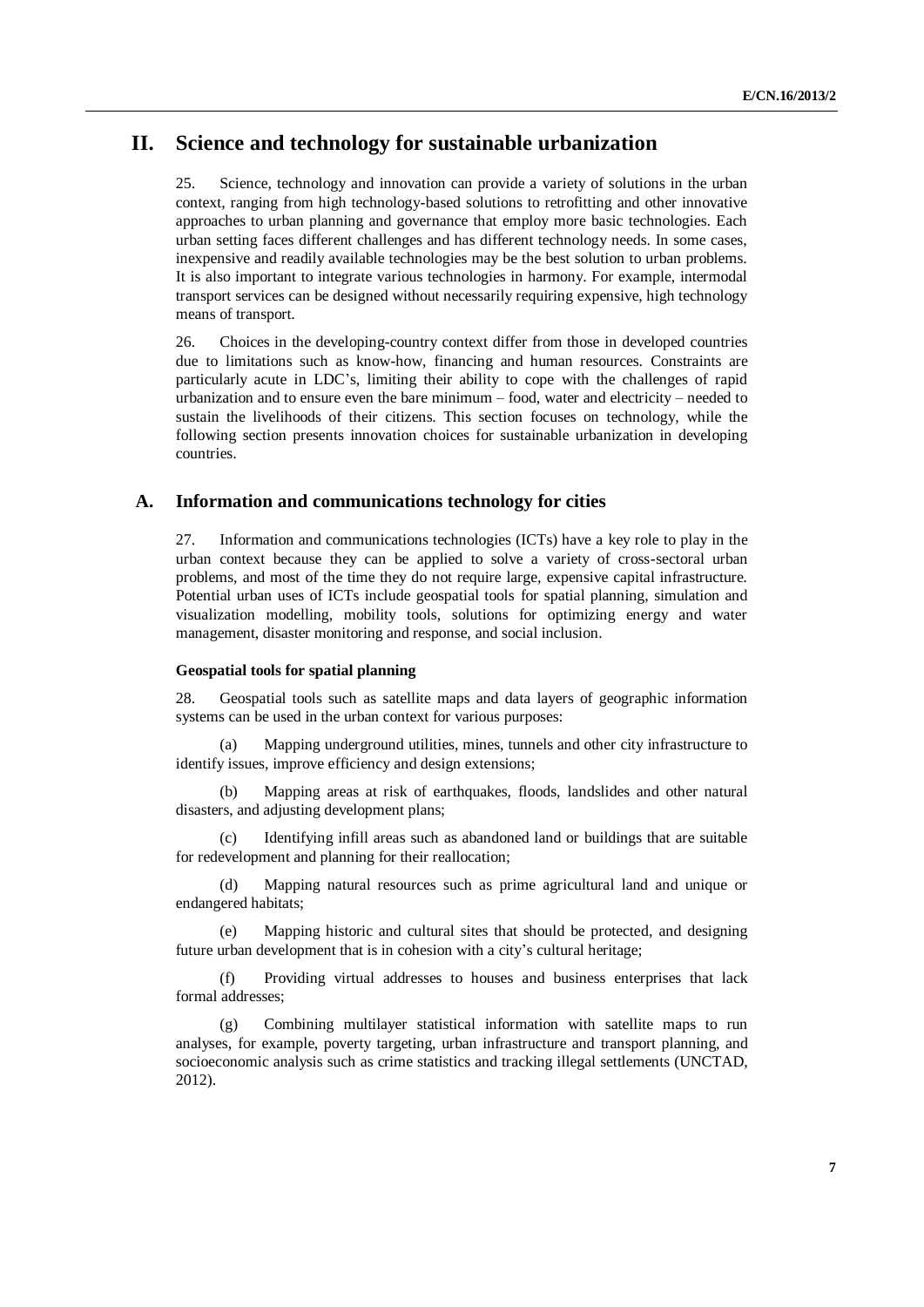# II. Science and technology for sustainable urbanization

25. Science, technology and innovation can provide a variety of solutions in the urban context, ranging from high technology-based solutions to retrofitting and other innovative approaches to urban planning and governance that employ more basic technologies. Each urban setting faces different challenges and has different technology needs. In some cases, inexpensive and readily available technologies may be the best solution to urban problems. It is also important to integrate various technologies in harmony. For example, intermodal transport services can be designed without necessarily requiring expensive, high technology means of transport.

26. Choices in the developing-country context differ from those in developed countries due to limitations such as know-how, financing and human resources. Constraints are particularly acute in LDC's, limiting their ability to cope with the challenges of rapid urbanization and to ensure even the bare minimum – food, water and electricity – needed to sustain the livelihoods of their citizens. This section focuses on technology, while the following section presents innovation choices for sustainable urbanization in developing countries.

## A. Information and communications technology for cities

27. Information and communications technologies (ICTs) have a key role to play in the urban context because they can be applied to solve a variety of cross-sectoral urban problems, and most of the time they do not require large, expensive capital infrastructure. Potential urban uses of ICTs include geospatial tools for spatial planning, simulation and visualization modelling, mobility tools, solutions for optimizing energy and water management, disaster monitoring and response, and social inclusion.

### Geospatial tools for spatial planning

28. Geospatial tools such as satellite maps and data layers of geographic information systems can be used in the urban context for various purposes:

(a) Mapping underground utilities, mines, tunnels and other city infrastructure to identify issues, improve efficiency and design extensions;

(b) Mapping areas at risk of earthquakes, floods, landslides and other natural disasters, and adjusting development plans;

(c) Identifying infill areas such as abandoned land or buildings that are suitable for redevelopment and planning for their reallocation;

(d) Mapping natural resources such as prime agricultural land and unique or endangered habitats;

(e) Mapping historic and cultural sites that should be protected, and designing future urban development that is in cohesion with a city's cultural heritage;

(f) Providing virtual addresses to houses and business enterprises that lack formal addresses;

(g) Combining multilayer statistical information with satellite maps to run analyses, for example, poverty targeting, urban infrastructure and transport planning, and socioeconomic analysis such as crime statistics and tracking illegal settlements (UNCTAD, 2012).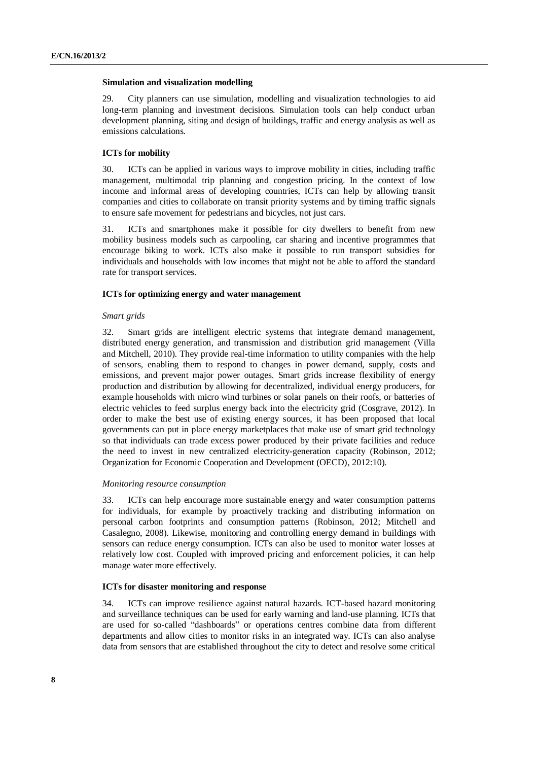**Simulation and visualization modelling**

29. City planners can use simulation, modelling and visualization technologies to aid long-term planning and investment decisions. Simulation tools can help conduct urban development planning, siting and design of buildings, traffic and energy analysis as well as emissions calculations.

**ICTs for mobility**

30. ICTs can be applied in various ways to improve mobility in cities, including traffic management, multimodal trip planning and congestion pricing. In the context of low income and informal areas of developing countries, ICTs can help by allowing transit companies and cities to collaborate on transit priority systems and by timing traffic signals to ensure safe movement for pedestrians and bicycles, not just cars.

31. ICTs and smartphones make it possible for city dwellers to benefit from new mobility business models such as carpooling, car sharing and incentive programmes that encourage biking to work. ICTs also make it possible to run transport subsidies for individuals and households with low incomes that might not be able to afford the standard rate for transport services.

**ICTs for optimizing energy and water management**

*Smart grids*

32. Smart grids are intelligent electric systems that integrate demand management, distributed energy generation, and transmission and distribution grid management (Villa and Mitchell, 2010). They provide real-time information to utility companies with the help of sensors, enabling them to respond to changes in power demand, supply, costs and emissions, and prevent major power outages. Smart grids increase flexibility of energy production and distribution by allowing for decentralized, individual energy producers, for example households with micro wind turbines or solar panels on their roofs, or batteries of electric vehicles to feed surplus energy back into the electricity grid (Cosgrave, 2012). In order to make the best use of existing energy sources, it has been proposed that local governments can put in place energy marketplaces that make use of smart grid technology so that individuals can trade excess power produced by their private facilities and reduce the need to invest in new centralized electricity-generation capacity (Robinson, 2012; Organization for Economic Cooperation and Development (OECD), 2012:10).

*Monitoring resource consumption*

33. ICTs can help encourage more sustainable energy and water consumption patterns for individuals, for example by proactively tracking and distributing information on personal carbon footprints and consumption patterns (Robinson, 2012; Mitchell and Casalegno, 2008). Likewise, monitoring and controlling energy demand in buildings with sensors can reduce energy consumption. ICTs can also be used to monitor water losses at relatively low cost. Coupled with improved pricing and enforcement policies, it can help manage water more effectively.

**ICTs for disaster monitoring and response**

34. ICTs can improve resilience against natural hazards. ICT-based hazard monitoring and surveillance techniques can be used for early warning and land-use planning. ICTs that are used for so-called "dashboards" or operations centres combine data from different departments and allow cities to monitor risks in an integrated way. ICTs can also analyse data from sensors that are established throughout the city to detect and resolve some critical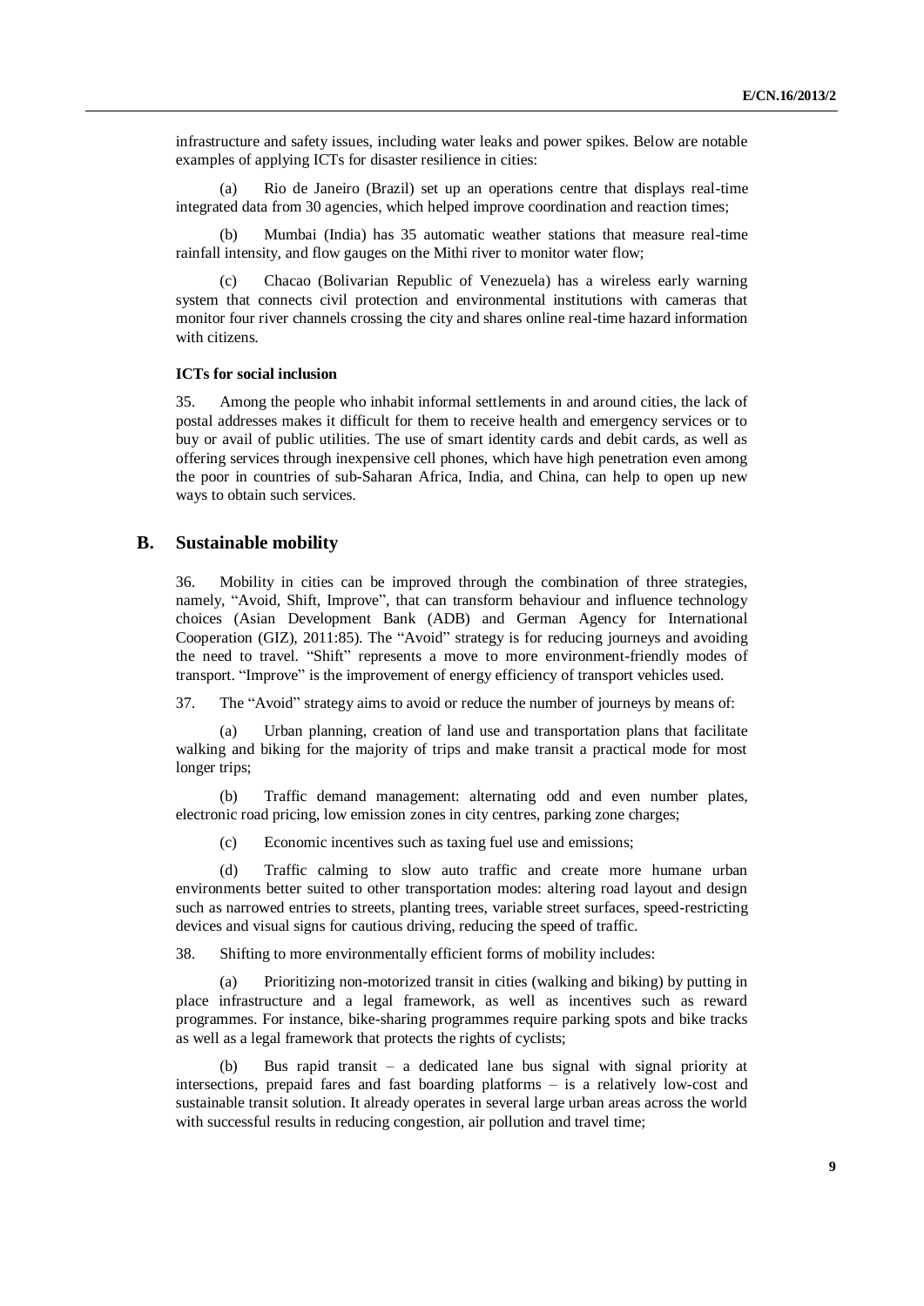infrastructure and safety issues, including water leaks and power spikes. Below are notable examples of applying ICTs for disaster resilience in cities:

(a) Rio de Janeiro (Brazil) set up an operations centre that displays real-time integrated data from 30 agencies, which helped improve coordination and reaction times;

(b) Mumbai (India) has 35 automatic weather stations that measure real-time rainfall intensity, and flow gauges on the Mithi river to monitor water flow;

(c) Chacao (Bolivarian Republic of Venezuela) has a wireless early warning system that connects civil protection and environmental institutions with cameras that monitor four river channels crossing the city and shares online real-time hazard information with citizens.

**ICTs for social inclusion**

35. Among the people who inhabit informal settlements in and around cities, the lack of postal addresses makes it difficult for them to receive health and emergency services or to buy or avail of public utilities. The use of smart identity cards and debit cards, as well as offering services through inexpensive cell phones, which have high penetration even among the poor in countries of sub-Saharan Africa, India, and China, can help to open up new ways to obtain such services.

## B. Sustainable mobility

36. Mobility in cities can be improved through the combination of three strategies, namely, "Avoid, Shift, Improve", that can transform behaviour and influence technology choices (Asian Development Bank (ADB) and German Agency for International Cooperation (GIZ), 2011:85). The "Avoid" strategy is for reducing journeys and avoiding the need to travel. "Shift" represents a move to more environment-friendly modes of transport. "Improve" is the improvement of energy efficiency of transport vehicles used.

37. The "Avoid" strategy aims to avoid or reduce the number of journeys by means of:

(a) Urban planning, creation of land use and transportation plans that facilitate walking and biking for the majority of trips and make transit a practical mode for most longer trips;

(b) Traffic demand management: alternating odd and even number plates, electronic road pricing, low emission zones in city centres, parking zone charges;

(c) Economic incentives such as taxing fuel use and emissions;

(d) Traffic calming to slow auto traffic and create more humane urban environments better suited to other transportation modes: altering road layout and design such as narrowed entries to streets, planting trees, variable street surfaces, speed-restricting devices and visual signs for cautious driving, reducing the speed of traffic.

38. Shifting to more environmentally efficient forms of mobility includes:

(a) Prioritizing non-motorized transit in cities (walking and biking) by putting in place infrastructure and a legal framework, as well as incentives such as reward programmes. For instance, bike-sharing programmes require parking spots and bike tracks as well as a legal framework that protects the rights of cyclists;

(b) Bus rapid transit – a dedicated lane bus signal with signal priority at intersections, prepaid fares and fast boarding platforms – is a relatively low-cost and sustainable transit solution. It already operates in several large urban areas across the world with successful results in reducing congestion, air pollution and travel time;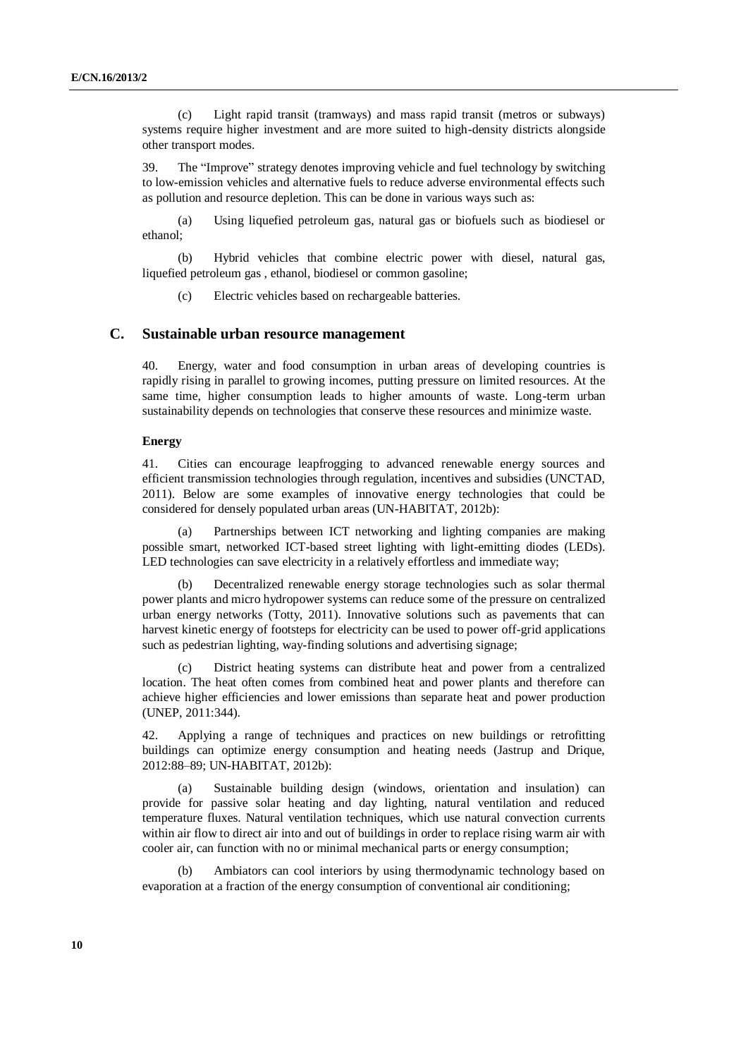(c) Light rapid transit (tramways) and mass rapid transit (metros or subways) systems require higher investment and are more suited to high-density districts alongside other transport modes.

39. The "Improve" strategy denotes improving vehicle and fuel technology by switching to low-emission vehicles and alternative fuels to reduce adverse environmental effects such as pollution and resource depletion. This can be done in various ways such as:

(a) Using liquefied petroleum gas, natural gas or biofuels such as biodiesel or ethanol;

(b) Hybrid vehicles that combine electric power with diesel, natural gas, liquefied petroleum gas , ethanol, biodiesel or common gasoline;

(c) Electric vehicles based on rechargeable batteries.

## C. Sustainable urban resource management

40. Energy, water and food consumption in urban areas of developing countries is rapidly rising in parallel to growing incomes, putting pressure on limited resources. At the same time, higher consumption leads to higher amounts of waste. Long-term urban sustainability depends on technologies that conserve these resources and minimize waste.

### Energy

41. Cities can encourage leapfrogging to advanced renewable energy sources and efficient transmission technologies through regulation, incentives and subsidies (UNCTAD, 2011). Below are some examples of innovative energy technologies that could be considered for densely populated urban areas (UN-HABITAT, 2012b):

(a) Partnerships between ICT networking and lighting companies are making possible smart, networked ICT-based street lighting with light-emitting diodes (LEDs). LED technologies can save electricity in a relatively effortless and immediate way;

(b) Decentralized renewable energy storage technologies such as solar thermal power plants and micro hydropower systems can reduce some of the pressure on centralized urban energy networks (Totty, 2011). Innovative solutions such as pavements that can harvest kinetic energy of footsteps for electricity can be used to power off-grid applications such as pedestrian lighting, way-finding solutions and advertising signage;

(c) District heating systems can distribute heat and power from a centralized location. The heat often comes from combined heat and power plants and therefore can achieve higher efficiencies and lower emissions than separate heat and power production (UNEP, 2011:344).

42. Applying a range of techniques and practices on new buildings or retrofitting buildings can optimize energy consumption and heating needs (Jastrup and Drique, 2012:88–89; UN-HABITAT, 2012b):

(a) Sustainable building design (windows, orientation and insulation) can provide for passive solar heating and day lighting, natural ventilation and reduced temperature fluxes. Natural ventilation techniques, which use natural convection currents within air flow to direct air into and out of buildings in order to replace rising warm air with cooler air, can function with no or minimal mechanical parts or energy consumption;

(b) Ambiators can cool interiors by using thermodynamic technology based on evaporation at a fraction of the energy consumption of conventional air conditioning;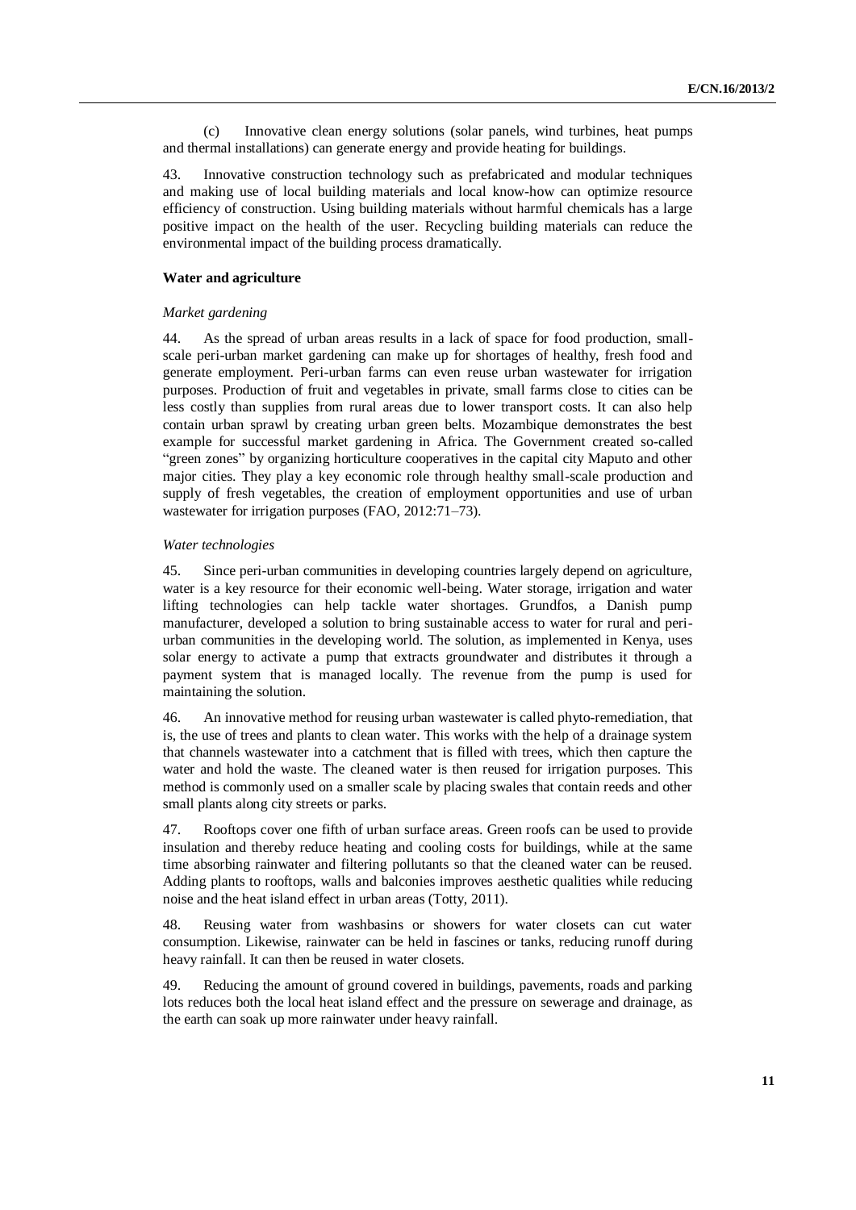(c) Innovative clean energy solutions (solar panels, wind turbines, heat pumps and thermal installations) can generate energy and provide heating for buildings.

43. Innovative construction technology such as prefabricated and modular techniques and making use of local building materials and local know-how can optimize resource efficiency of construction. Using building materials without harmful chemicals has a large positive impact on the health of the user. Recycling building materials can reduce the environmental impact of the building process dramatically.

**Water and agriculture**

*Market gardening*

44. As the spread of urban areas results in a lack of space for food production, small-scale peri-urban market gardening can make up for shortages of healthy, fresh food and generate employment. Peri-urban farms can even reuse urban wastewater for irrigation purposes. Production of fruit and vegetables in private, small farms close to cities can be less costly than supplies from rural areas due to lower transport costs. It can also help contain urban sprawl by creating urban green belts. Mozambique demonstrates the best example for successful market gardening in Africa. The Government created so-called "green zones" by organizing horticulture cooperatives in the capital city Maputo and other major cities. They play a key economic role through healthy small-scale production and supply of fresh vegetables, the creation of employment opportunities and use of urban wastewater for irrigation purposes (FAO, 2012:71–73).

*Water technologies*

45. Since peri-urban communities in developing countries largely depend on agriculture, water is a key resource for their economic well-being. Water storage, irrigation and water lifting technologies can help tackle water shortages. Grundfos, a Danish pump manufacturer, developed a solution to bring sustainable access to water for rural and peri-urban communities in the developing world. The solution, as implemented in Kenya, uses solar energy to activate a pump that extracts groundwater and distributes it through a payment system that is managed locally. The revenue from the pump is used for maintaining the solution.

46. An innovative method for reusing urban wastewater is called phyto-remediation, that is, the use of trees and plants to clean water. This works with the help of a drainage system that channels wastewater into a catchment that is filled with trees, which then capture the water and hold the waste. The cleaned water is then reused for irrigation purposes. This method is commonly used on a smaller scale by placing swales that contain reeds and other small plants along city streets or parks.

47. Rooftops cover one fifth of urban surface areas. Green roofs can be used to provide insulation and thereby reduce heating and cooling costs for buildings, while at the same time absorbing rainwater and filtering pollutants so that the cleaned water can be reused. Adding plants to rooftops, walls and balconies improves aesthetic qualities while reducing noise and the heat island effect in urban areas (Totty, 2011).

48. Reusing water from washbasins or showers for water closets can cut water consumption. Likewise, rainwater can be held in fascines or tanks, reducing runoff during heavy rainfall. It can then be reused in water closets.

49. Reducing the amount of ground covered in buildings, pavements, roads and parking lots reduces both the local heat island effect and the pressure on sewerage and drainage, as the earth can soak up more rainwater under heavy rainfall.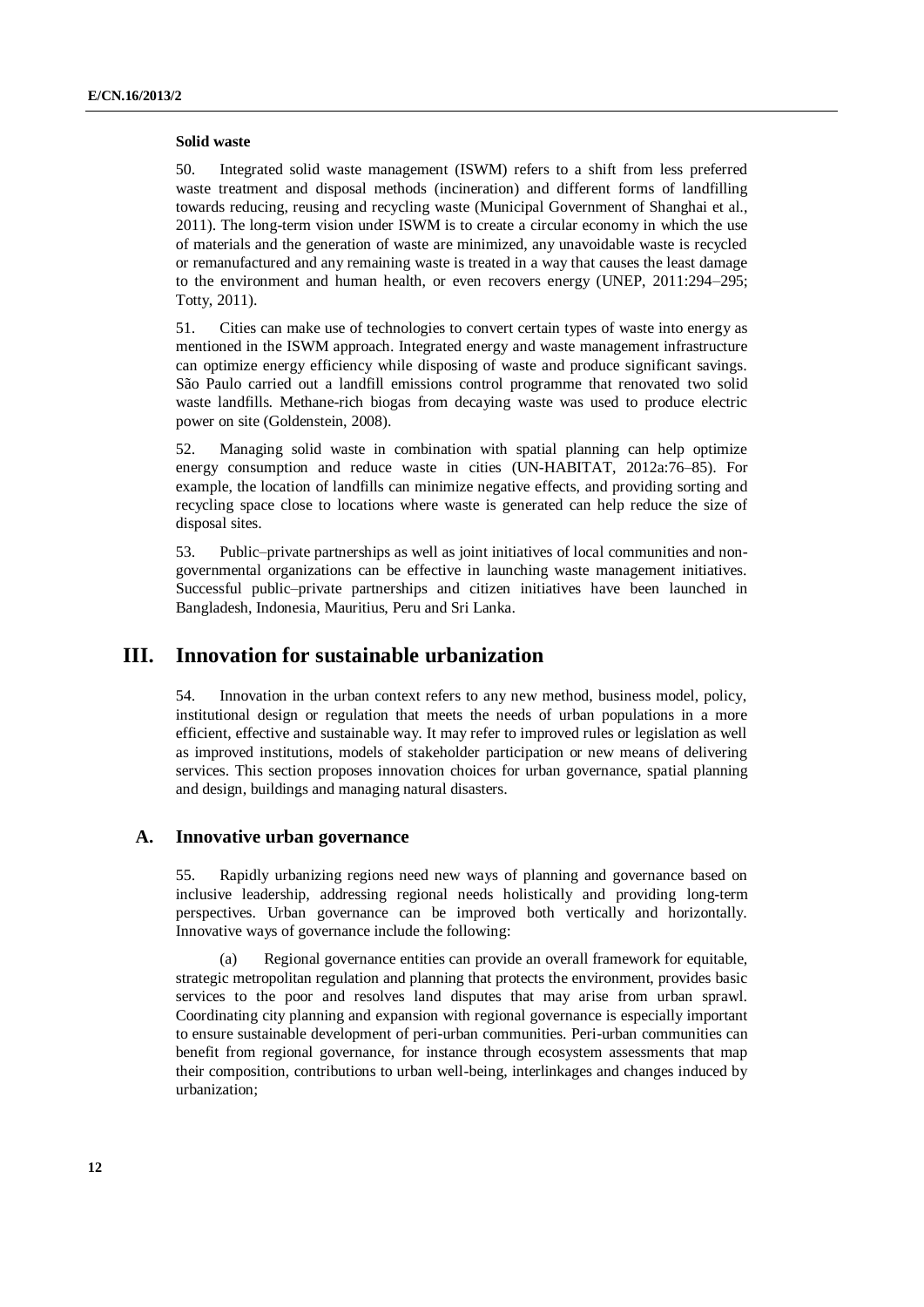**Solid waste**

50. Integrated solid waste management (ISWM) refers to a shift from less preferred waste treatment and disposal methods (incineration) and different forms of landfilling towards reducing, reusing and recycling waste (Municipal Government of Shanghai et al., 2011). The long-term vision under ISWM is to create a circular economy in which the use of materials and the generation of waste are minimized, any unavoidable waste is recycled or remanufactured and any remaining waste is treated in a way that causes the least damage to the environment and human health, or even recovers energy (UNEP, 2011:294–295; Totty, 2011).

51. Cities can make use of technologies to convert certain types of waste into energy as mentioned in the ISWM approach. Integrated energy and waste management infrastructure can optimize energy efficiency while disposing of waste and produce significant savings. São Paulo carried out a landfill emissions control programme that renovated two solid waste landfills. Methane-rich biogas from decaying waste was used to produce electric power on site (Goldenstein, 2008).

52. Managing solid waste in combination with spatial planning can help optimize energy consumption and reduce waste in cities (UN-HABITAT, 2012a:76–85). For example, the location of landfills can minimize negative effects, and providing sorting and recycling space close to locations where waste is generated can help reduce the size of disposal sites.

53. Public–private partnerships as well as joint initiatives of local communities and non-governmental organizations can be effective in launching waste management initiatives. Successful public–private partnerships and citizen initiatives have been launched in Bangladesh, Indonesia, Mauritius, Peru and Sri Lanka.

## III. Innovation for sustainable urbanization

54. Innovation in the urban context refers to any new method, business model, policy, institutional design or regulation that meets the needs of urban populations in a more efficient, effective and sustainable way. It may refer to improved rules or legislation as well as improved institutions, models of stakeholder participation or new means of delivering services. This section proposes innovation choices for urban governance, spatial planning and design, buildings and managing natural disasters.

### A. Innovative urban governance

55. Rapidly urbanizing regions need new ways of planning and governance based on inclusive leadership, addressing regional needs holistically and providing long-term perspectives. Urban governance can be improved both vertically and horizontally. Innovative ways of governance include the following:

(a) Regional governance entities can provide an overall framework for equitable, strategic metropolitan regulation and planning that protects the environment, provides basic services to the poor and resolves land disputes that may arise from urban sprawl. Coordinating city planning and expansion with regional governance is especially important to ensure sustainable development of peri-urban communities. Peri-urban communities can benefit from regional governance, for instance through ecosystem assessments that map their composition, contributions to urban well-being, interlinkages and changes induced by urbanization;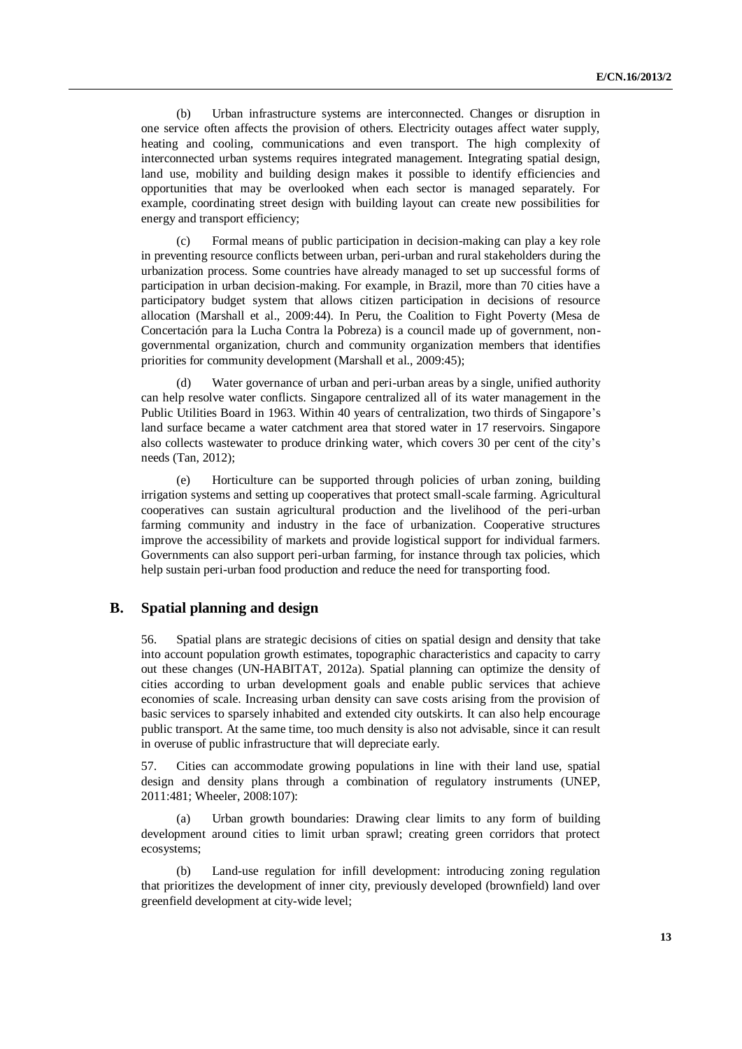(b) Urban infrastructure systems are interconnected. Changes or disruption in one service often affects the provision of others. Electricity outages affect water supply, heating and cooling, communications and even transport. The high complexity of interconnected urban systems requires integrated management. Integrating spatial design, land use, mobility and building design makes it possible to identify efficiencies and opportunities that may be overlooked when each sector is managed separately. For example, coordinating street design with building layout can create new possibilities for energy and transport efficiency;

(c) Formal means of public participation in decision-making can play a key role in preventing resource conflicts between urban, peri-urban and rural stakeholders during the urbanization process. Some countries have already managed to set up successful forms of participation in urban decision-making. For example, in Brazil, more than 70 cities have a participatory budget system that allows citizen participation in decisions of resource allocation (Marshall et al., 2009:44). In Peru, the Coalition to Fight Poverty (Mesa de Concertación para la Lucha Contra la Pobreza) is a council made up of government, non-governmental organization, church and community organization members that identifies priorities for community development (Marshall et al., 2009:45);

(d) Water governance of urban and peri-urban areas by a single, unified authority can help resolve water conflicts. Singapore centralized all of its water management in the Public Utilities Board in 1963. Within 40 years of centralization, two thirds of Singapore's land surface became a water catchment area that stored water in 17 reservoirs. Singapore also collects wastewater to produce drinking water, which covers 30 per cent of the city's needs (Tan, 2012);

(e) Horticulture can be supported through policies of urban zoning, building irrigation systems and setting up cooperatives that protect small-scale farming. Agricultural cooperatives can sustain agricultural production and the livelihood of the peri-urban farming community and industry in the face of urbanization. Cooperative structures improve the accessibility of markets and provide logistical support for individual farmers. Governments can also support peri-urban farming, for instance through tax policies, which help sustain peri-urban food production and reduce the need for transporting food.

## B. Spatial planning and design

56. Spatial plans are strategic decisions of cities on spatial design and density that take into account population growth estimates, topographic characteristics and capacity to carry out these changes (UN-HABITAT, 2012a). Spatial planning can optimize the density of cities according to urban development goals and enable public services that achieve economies of scale. Increasing urban density can save costs arising from the provision of basic services to sparsely inhabited and extended city outskirts. It can also help encourage public transport. At the same time, too much density is also not advisable, since it can result in overuse of public infrastructure that will depreciate early.

57. Cities can accommodate growing populations in line with their land use, spatial design and density plans through a combination of regulatory instruments (UNEP, 2011:481; Wheeler, 2008:107):

(a) Urban growth boundaries: Drawing clear limits to any form of building development around cities to limit urban sprawl; creating green corridors that protect ecosystems;

(b) Land-use regulation for infill development: introducing zoning regulation that prioritizes the development of inner city, previously developed (brownfield) land over greenfield development at city-wide level;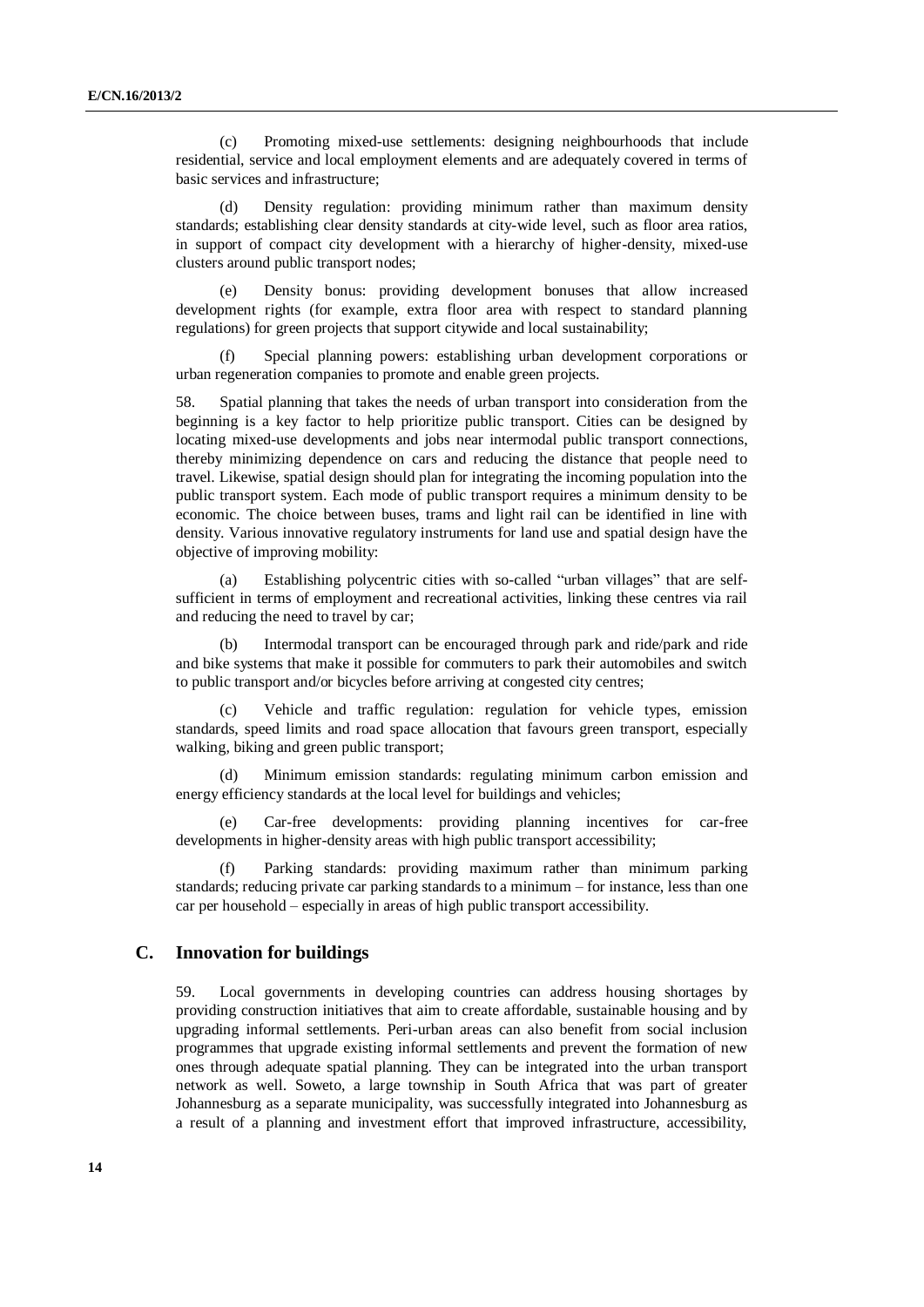(c) Promoting mixed-use settlements: designing neighbourhoods that include residential, service and local employment elements and are adequately covered in terms of basic services and infrastructure;

(d) Density regulation: providing minimum rather than maximum density standards; establishing clear density standards at city-wide level, such as floor area ratios, in support of compact city development with a hierarchy of higher-density, mixed-use clusters around public transport nodes;

(e) Density bonus: providing development bonuses that allow increased development rights (for example, extra floor area with respect to standard planning regulations) for green projects that support citywide and local sustainability;

(f) Special planning powers: establishing urban development corporations or urban regeneration companies to promote and enable green projects.

58. Spatial planning that takes the needs of urban transport into consideration from the beginning is a key factor to help prioritize public transport. Cities can be designed by locating mixed-use developments and jobs near intermodal public transport connections, thereby minimizing dependence on cars and reducing the distance that people need to travel. Likewise, spatial design should plan for integrating the incoming population into the public transport system. Each mode of public transport requires a minimum density to be economic. The choice between buses, trams and light rail can be identified in line with density. Various innovative regulatory instruments for land use and spatial design have the objective of improving mobility:

(a) Establishing polycentric cities with so-called "urban villages" that are self-sufficient in terms of employment and recreational activities, linking these centres via rail and reducing the need to travel by car;

(b) Intermodal transport can be encouraged through park and ride/park and ride and bike systems that make it possible for commuters to park their automobiles and switch to public transport and/or bicycles before arriving at congested city centres;

(c) Vehicle and traffic regulation: regulation for vehicle types, emission standards, speed limits and road space allocation that favours green transport, especially walking, biking and green public transport;

(d) Minimum emission standards: regulating minimum carbon emission and energy efficiency standards at the local level for buildings and vehicles;

(e) Car-free developments: providing planning incentives for car-free developments in higher-density areas with high public transport accessibility;

(f) Parking standards: providing maximum rather than minimum parking standards; reducing private car parking standards to a minimum – for instance, less than one car per household – especially in areas of high public transport accessibility.

## C. Innovation for buildings

59. Local governments in developing countries can address housing shortages by providing construction initiatives that aim to create affordable, sustainable housing and by upgrading informal settlements. Peri-urban areas can also benefit from social inclusion programmes that upgrade existing informal settlements and prevent the formation of new ones through adequate spatial planning. They can be integrated into the urban transport network as well. Soweto, a large township in South Africa that was part of greater Johannesburg as a separate municipality, was successfully integrated into Johannesburg as a result of a planning and investment effort that improved infrastructure, accessibility,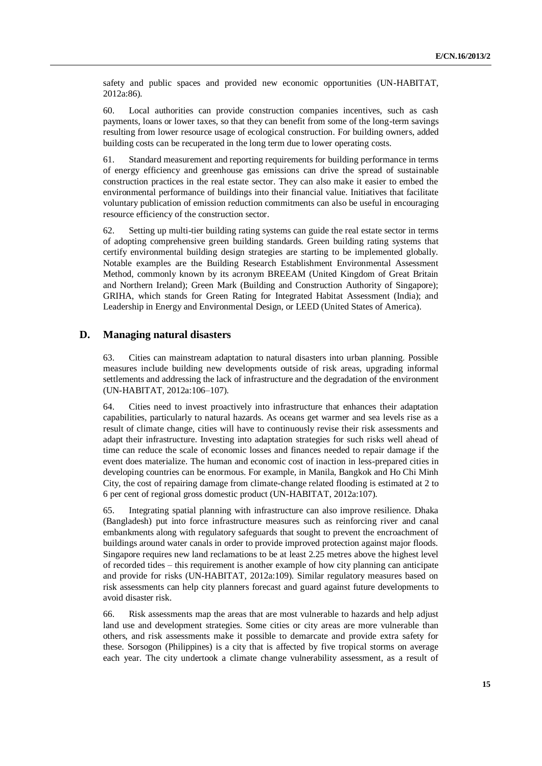safety and public spaces and provided new economic opportunities (UN-HABITAT, 2012a:86).

60. Local authorities can provide construction companies incentives, such as cash payments, loans or lower taxes, so that they can benefit from some of the long-term savings resulting from lower resource usage of ecological construction. For building owners, added building costs can be recuperated in the long term due to lower operating costs.

61. Standard measurement and reporting requirements for building performance in terms of energy efficiency and greenhouse gas emissions can drive the spread of sustainable construction practices in the real estate sector. They can also make it easier to embed the environmental performance of buildings into their financial value. Initiatives that facilitate voluntary publication of emission reduction commitments can also be useful in encouraging resource efficiency of the construction sector.

62. Setting up multi-tier building rating systems can guide the real estate sector in terms of adopting comprehensive green building standards. Green building rating systems that certify environmental building design strategies are starting to be implemented globally. Notable examples are the Building Research Establishment Environmental Assessment Method, commonly known by its acronym BREEAM (United Kingdom of Great Britain and Northern Ireland); Green Mark (Building and Construction Authority of Singapore); GRIHA, which stands for Green Rating for Integrated Habitat Assessment (India); and Leadership in Energy and Environmental Design, or LEED (United States of America).

## D. Managing natural disasters

63. Cities can mainstream adaptation to natural disasters into urban planning. Possible measures include building new developments outside of risk areas, upgrading informal settlements and addressing the lack of infrastructure and the degradation of the environment (UN-HABITAT, 2012a:106–107).

64. Cities need to invest proactively into infrastructure that enhances their adaptation capabilities, particularly to natural hazards. As oceans get warmer and sea levels rise as a result of climate change, cities will have to continuously revise their risk assessments and adapt their infrastructure. Investing into adaptation strategies for such risks well ahead of time can reduce the scale of economic losses and finances needed to repair damage if the event does materialize. The human and economic cost of inaction in less-prepared cities in developing countries can be enormous. For example, in Manila, Bangkok and Ho Chi Minh City, the cost of repairing damage from climate-change related flooding is estimated at 2 to 6 per cent of regional gross domestic product (UN-HABITAT, 2012a:107).

65. Integrating spatial planning with infrastructure can also improve resilience. Dhaka (Bangladesh) put into force infrastructure measures such as reinforcing river and canal embankments along with regulatory safeguards that sought to prevent the encroachment of buildings around water canals in order to provide improved protection against major floods. Singapore requires new land reclamations to be at least 2.25 metres above the highest level of recorded tides – this requirement is another example of how city planning can anticipate and provide for risks (UN-HABITAT, 2012a:109). Similar regulatory measures based on risk assessments can help city planners forecast and guard against future developments to avoid disaster risk.

66. Risk assessments map the areas that are most vulnerable to hazards and help adjust land use and development strategies. Some cities or city areas are more vulnerable than others, and risk assessments make it possible to demarcate and provide extra safety for these. Sorsogon (Philippines) is a city that is affected by five tropical storms on average each year. The city undertook a climate change vulnerability assessment, as a result of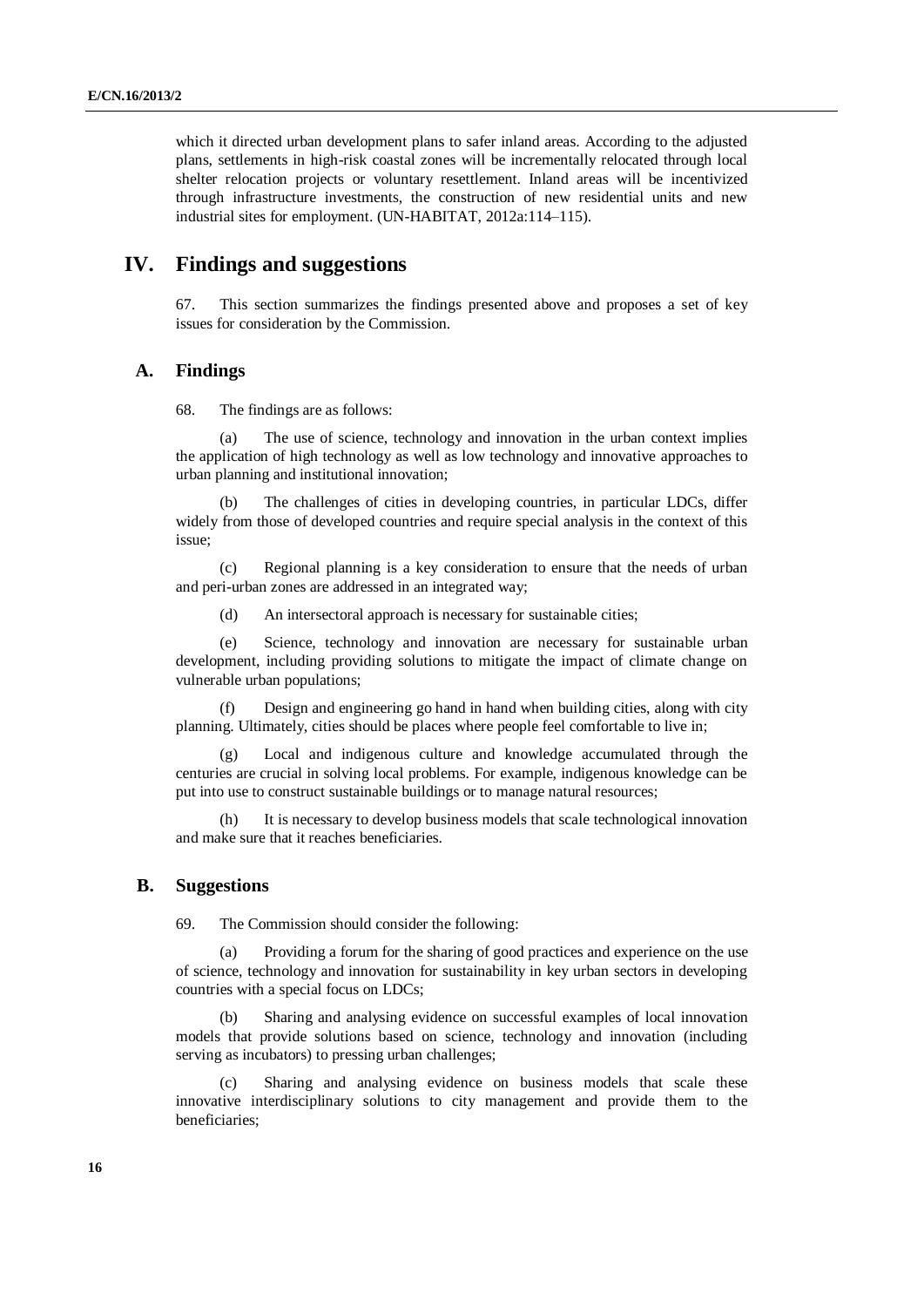which it directed urban development plans to safer inland areas. According to the adjusted plans, settlements in high-risk coastal zones will be incrementally relocated through local shelter relocation projects or voluntary resettlement. Inland areas will be incentivized through infrastructure investments, the construction of new residential units and new industrial sites for employment. (UN-HABITAT, 2012a:114–115).

# IV. Findings and suggestions

67. This section summarizes the findings presented above and proposes a set of key issues for consideration by the Commission.

## A. Findings

68. The findings are as follows:

(a) The use of science, technology and innovation in the urban context implies the application of high technology as well as low technology and innovative approaches to urban planning and institutional innovation;

(b) The challenges of cities in developing countries, in particular LDCs, differ widely from those of developed countries and require special analysis in the context of this issue;

(c) Regional planning is a key consideration to ensure that the needs of urban and peri-urban zones are addressed in an integrated way;

(d) An intersectoral approach is necessary for sustainable cities;

(e) Science, technology and innovation are necessary for sustainable urban development, including providing solutions to mitigate the impact of climate change on vulnerable urban populations;

(f) Design and engineering go hand in hand when building cities, along with city planning. Ultimately, cities should be places where people feel comfortable to live in;

(g) Local and indigenous culture and knowledge accumulated through the centuries are crucial in solving local problems. For example, indigenous knowledge can be put into use to construct sustainable buildings or to manage natural resources;

(h) It is necessary to develop business models that scale technological innovation and make sure that it reaches beneficiaries.

## B. Suggestions

69. The Commission should consider the following:

(a) Providing a forum for the sharing of good practices and experience on the use of science, technology and innovation for sustainability in key urban sectors in developing countries with a special focus on LDCs;

(b) Sharing and analysing evidence on successful examples of local innovation models that provide solutions based on science, technology and innovation (including serving as incubators) to pressing urban challenges;

(c) Sharing and analysing evidence on business models that scale these innovative interdisciplinary solutions to city management and provide them to the beneficiaries;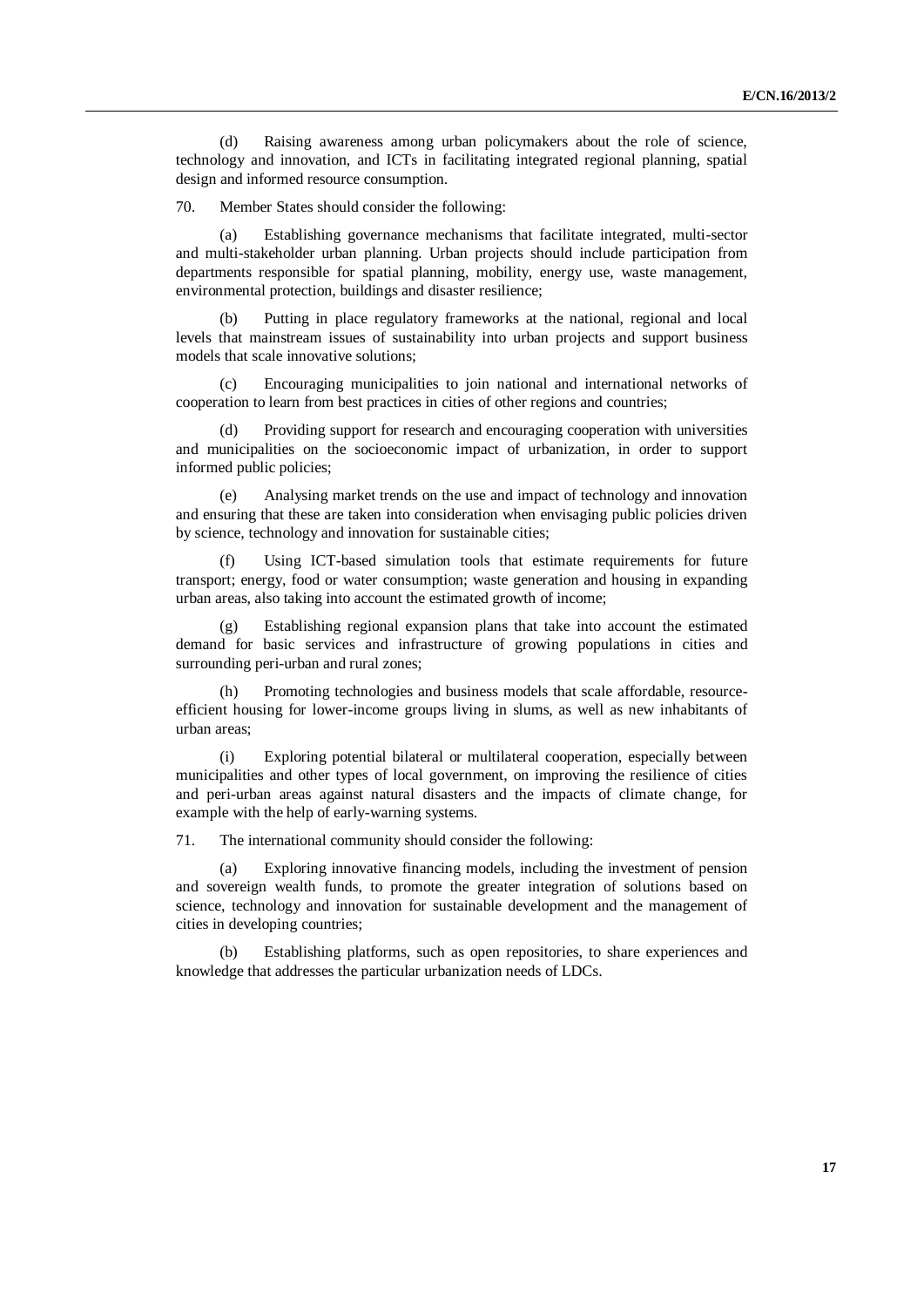(d) Raising awareness among urban policymakers about the role of science, technology and innovation, and ICTs in facilitating integrated regional planning, spatial design and informed resource consumption.

70. Member States should consider the following:

(a) Establishing governance mechanisms that facilitate integrated, multi-sector and multi-stakeholder urban planning. Urban projects should include participation from departments responsible for spatial planning, mobility, energy use, waste management, environmental protection, buildings and disaster resilience;

(b) Putting in place regulatory frameworks at the national, regional and local levels that mainstream issues of sustainability into urban projects and support business models that scale innovative solutions;

(c) Encouraging municipalities to join national and international networks of cooperation to learn from best practices in cities of other regions and countries;

(d) Providing support for research and encouraging cooperation with universities and municipalities on the socioeconomic impact of urbanization, in order to support informed public policies;

(e) Analysing market trends on the use and impact of technology and innovation and ensuring that these are taken into consideration when envisaging public policies driven by science, technology and innovation for sustainable cities;

(f) Using ICT-based simulation tools that estimate requirements for future transport; energy, food or water consumption; waste generation and housing in expanding urban areas, also taking into account the estimated growth of income;

(g) Establishing regional expansion plans that take into account the estimated demand for basic services and infrastructure of growing populations in cities and surrounding peri-urban and rural zones;

(h) Promoting technologies and business models that scale affordable, resource-efficient housing for lower-income groups living in slums, as well as new inhabitants of urban areas;

(i) Exploring potential bilateral or multilateral cooperation, especially between municipalities and other types of local government, on improving the resilience of cities and peri-urban areas against natural disasters and the impacts of climate change, for example with the help of early-warning systems.

71. The international community should consider the following:

(a) Exploring innovative financing models, including the investment of pension and sovereign wealth funds, to promote the greater integration of solutions based on science, technology and innovation for sustainable development and the management of cities in developing countries;

(b) Establishing platforms, such as open repositories, to share experiences and knowledge that addresses the particular urbanization needs of LDCs.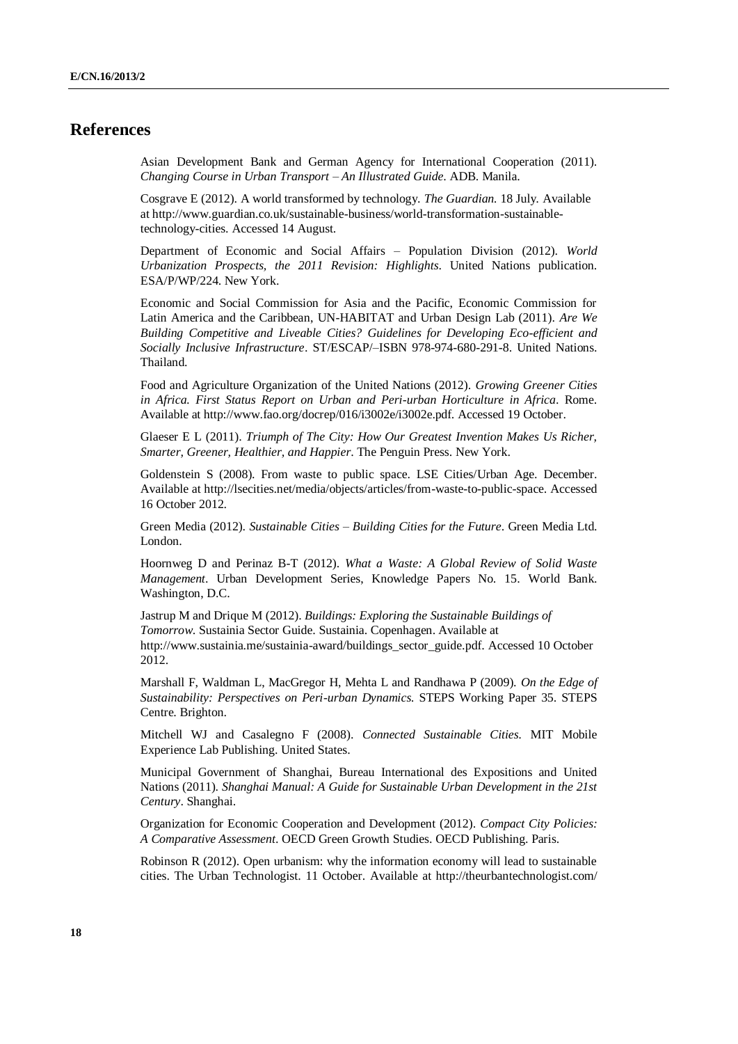# References

Asian Development Bank and German Agency for International Cooperation (2011). *Changing Course in Urban Transport – An Illustrated Guide*. ADB. Manila.

Cosgrave E (2012). A world transformed by technology. *The Guardian*. 18 July. Available at http://www.guardian.co.uk/sustainable-business/world-transformation-sustainable-technology-cities. Accessed 14 August.

Department of Economic and Social Affairs – Population Division (2012). *World Urbanization Prospects, the 2011 Revision: Highlights*. United Nations publication. ESA/P/WP/224. New York.

Economic and Social Commission for Asia and the Pacific, Economic Commission for Latin America and the Caribbean, UN-HABITAT and Urban Design Lab (2011). *Are We Building Competitive and Liveable Cities? Guidelines for Developing Eco-efficient and Socially Inclusive Infrastructure*. ST/ESCAP/–ISBN 978-974-680-291-8. United Nations. Thailand.

Food and Agriculture Organization of the United Nations (2012). *Growing Greener Cities in Africa. First Status Report on Urban and Peri-urban Horticulture in Africa*. Rome. Available at http://www.fao.org/docrep/016/i3002e/i3002e.pdf. Accessed 19 October.

Glaeser E L (2011). *Triumph of The City: How Our Greatest Invention Makes Us Richer, Smarter, Greener, Healthier, and Happier*. The Penguin Press. New York.

Goldenstein S (2008). From waste to public space. LSE Cities/Urban Age. December. Available at http://lsecities.net/media/objects/articles/from-waste-to-public-space. Accessed 16 October 2012.

Green Media (2012). *Sustainable Cities – Building Cities for the Future*. Green Media Ltd. London.

Hoornweg D and Perinaz B-T (2012). *What a Waste: A Global Review of Solid Waste Management*. Urban Development Series, Knowledge Papers No. 15. World Bank. Washington, D.C.

Jastrup M and Drique M (2012). *Buildings: Exploring the Sustainable Buildings of Tomorrow*. Sustainia Sector Guide. Sustainia. Copenhagen. Available at http://www.sustainia.me/sustainia-award/buildings_sector_guide.pdf. Accessed 10 October 2012.

Marshall F, Waldman L, MacGregor H, Mehta L and Randhawa P (2009). *On the Edge of Sustainability: Perspectives on Peri-urban Dynamics*. STEPS Working Paper 35. STEPS Centre. Brighton.

Mitchell WJ and Casalegno F (2008). *Connected Sustainable Cities*. MIT Mobile Experience Lab Publishing. United States.

Municipal Government of Shanghai, Bureau International des Expositions and United Nations (2011). *Shanghai Manual: A Guide for Sustainable Urban Development in the 21st Century*. Shanghai.

Organization for Economic Cooperation and Development (2012). *Compact City Policies: A Comparative Assessment*. OECD Green Growth Studies. OECD Publishing. Paris.

Robinson R (2012). Open urbanism: why the information economy will lead to sustainable cities. The Urban Technologist. 11 October. Available at http://theurbantechnologist.com/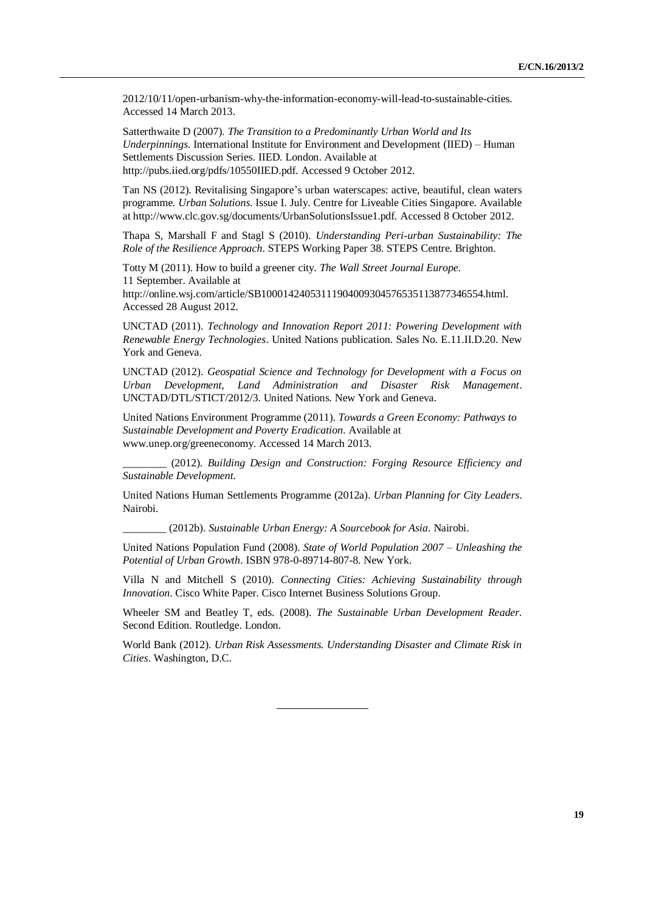2012/10/11/open-urbanism-why-the-information-economy-will-lead-to-sustainable-cities. Accessed 14 March 2013.

Satterthwaite D (2007). *The Transition to a Predominantly Urban World and Its Underpinnings*. International Institute for Environment and Development (IIED) – Human Settlements Discussion Series. IIED. London. Available at http://pubs.iied.org/pdfs/10550IIED.pdf. Accessed 9 October 2012.

Tan NS (2012). Revitalising Singapore's urban waterscapes: active, beautiful, clean waters programme. *Urban Solutions*. Issue I. July. Centre for Liveable Cities Singapore. Available at http://www.clc.gov.sg/documents/UrbanSolutionsIssue1.pdf. Accessed 8 October 2012.

Thapa S, Marshall F and Stagl S (2010). *Understanding Peri-urban Sustainability: The Role of the Resilience Approach*. STEPS Working Paper 38. STEPS Centre. Brighton.

Totty M (2011). How to build a greener city. *The Wall Street Journal Europe*. 11 September. Available at http://online.wsj.com/article/SB10001424053111904009304576535113877346554.html. Accessed 28 August 2012.

UNCTAD (2011). *Technology and Innovation Report 2011: Powering Development with Renewable Energy Technologies*. United Nations publication. Sales No. E.11.II.D.20. New York and Geneva.

UNCTAD (2012). *Geospatial Science and Technology for Development with a Focus on Urban Development, Land Administration and Disaster Risk Management*. UNCTAD/DTL/STICT/2012/3. United Nations. New York and Geneva.

United Nations Environment Programme (2011). *Towards a Green Economy: Pathways to Sustainable Development and Poverty Eradication*. Available at www.unep.org/greeneconomy. Accessed 14 March 2013.

________ (2012). *Building Design and Construction: Forging Resource Efficiency and Sustainable Development*.

United Nations Human Settlements Programme (2012a). *Urban Planning for City Leaders*. Nairobi.

________ (2012b). *Sustainable Urban Energy: A Sourcebook for Asia*. Nairobi.

United Nations Population Fund (2008). *State of World Population 2007 – Unleashing the Potential of Urban Growth*. ISBN 978-0-89714-807-8. New York.

Villa N and Mitchell S (2010). *Connecting Cities: Achieving Sustainability through Innovation*. Cisco White Paper. Cisco Internet Business Solutions Group.

Wheeler SM and Beatley T, eds. (2008). *The Sustainable Urban Development Reader*. Second Edition. Routledge. London.

World Bank (2012). *Urban Risk Assessments. Understanding Disaster and Climate Risk in Cities*. Washington, D.C.